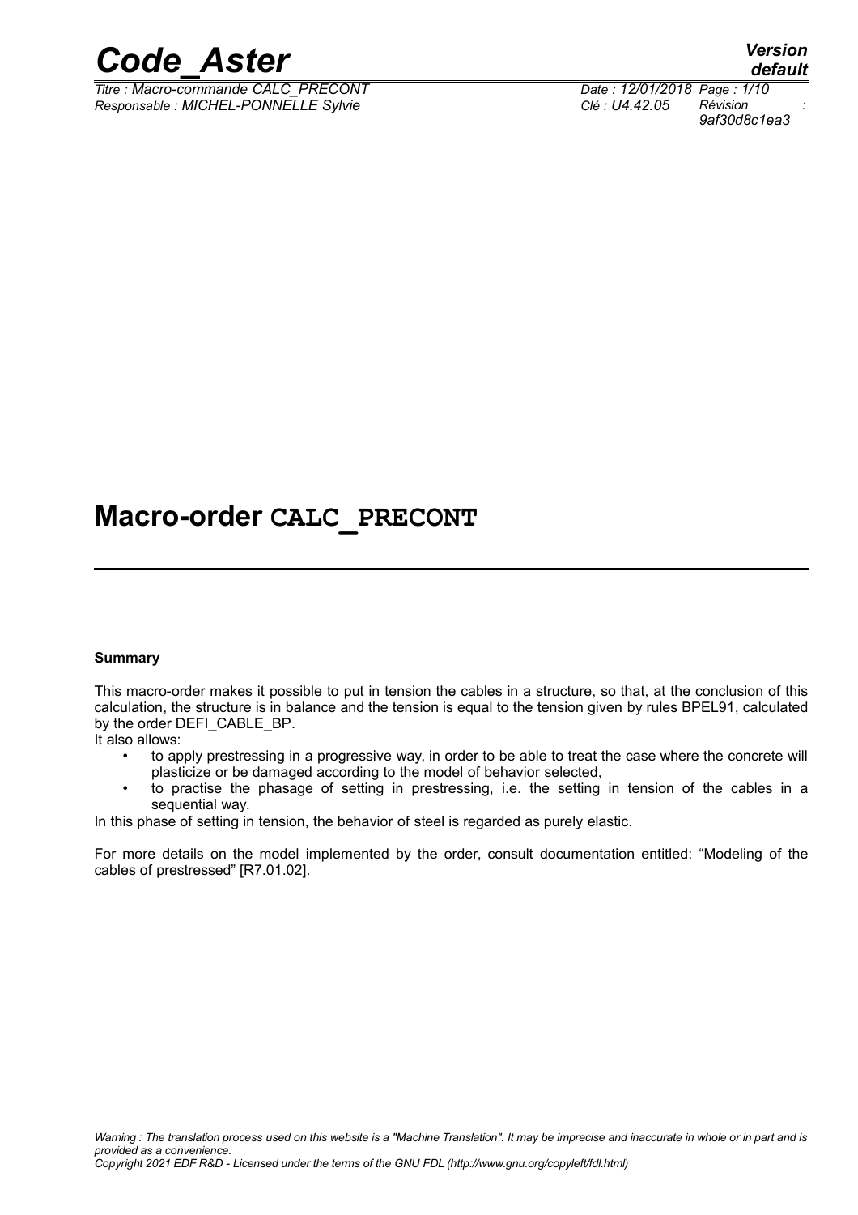# Macro-order CALC_PRECONT

**Summary**

This macro-order makes it possible to put in tension the cables in a structure, so that, at the conclusion of this calculation, the structure is in balance and the tension is equal to the tension given by rules BPEL91, calculated by the order DEFI_CABLE_BP.

It also allows:

- to apply prestressing in a progressive way, in order to be able to treat the case where the concrete will plasticize or be damaged according to the model of behavior selected,
- to practise the phasage of setting in prestressing, i.e. the setting in tension of the cables in a sequential way.

In this phase of setting in tension, the behavior of steel is regarded as purely elastic.

For more details on the model implemented by the order, consult documentation entitled: "Modeling of the cables of prestressed" [R7.01.02].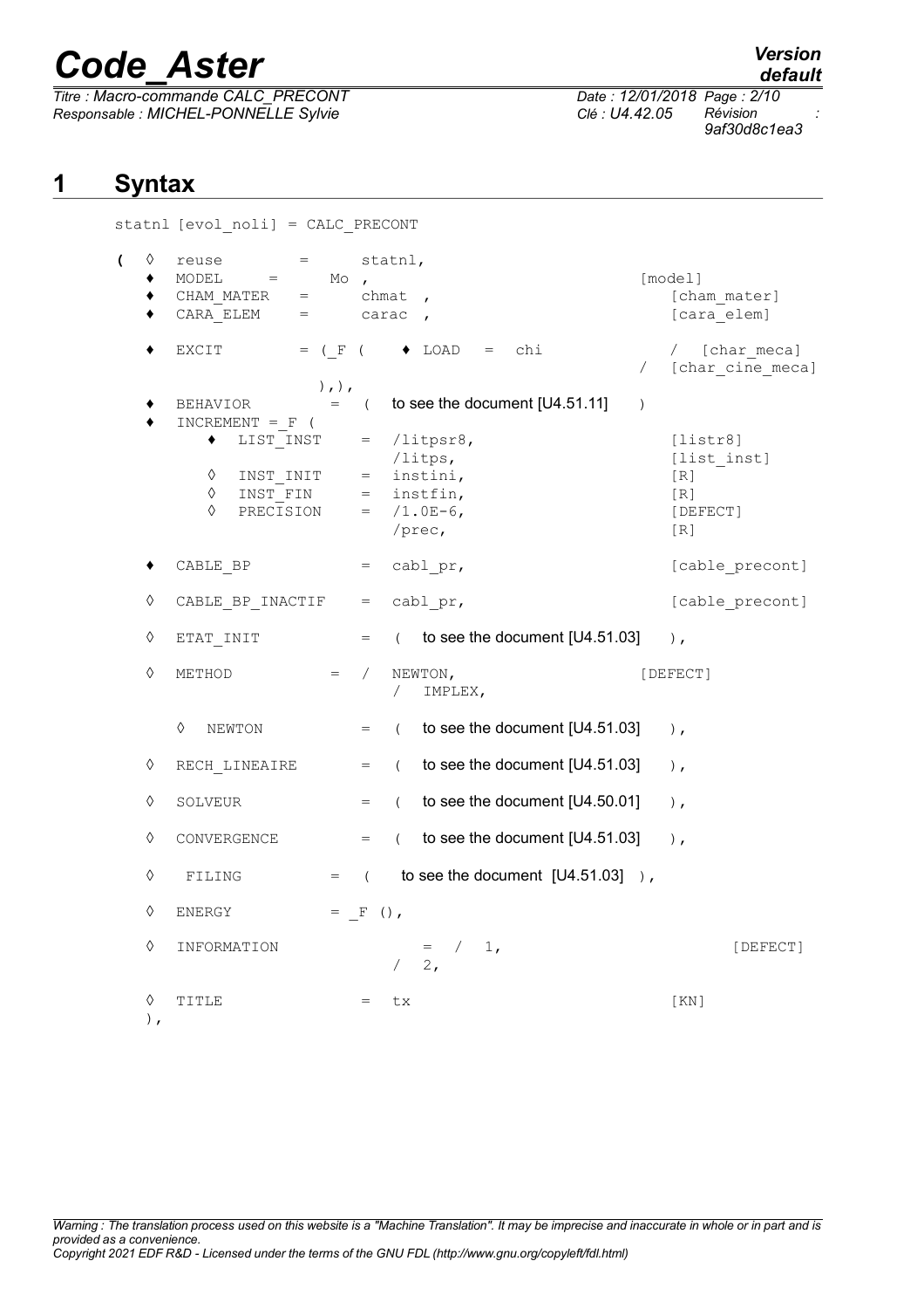# 1 Syntax

```
statnl [evol_noli] = CALC_PRECONT

(  ◊  reuse          =      statnl,
   ♦  MODEL     =       Mo ,                                [model]
   ♦  CHAM_MATER   =      chmat  ,                             [cham_mater]
   ♦  CARA_ELEM    =      carac  ,                             [cara_elem]

   ♦  EXCIT        = (_F (     ♦ LOAD   =   chi               /  [char_meca]
                                                             /  [char_cine_meca]
                   ),),
   ♦  BEHAVIOR          =   (   to see the document [U4.51.11]    )
   ♦  INCREMENT = _F (
        ♦  LIST_INST     =  /litpsr8,                           [listr8]
                             /litps,                            [list_inst]
        ◊  INST_INIT     =  instini,                            [R]
        ◊  INST_FIN      =  instfin,                            [R]
        ◊  PRECISION     =  /1.0E-6,                            [DEFECT]
                             /prec,                             [R]

   ♦  CABLE_BP            =  cabl_pr,                           [cable_precont]

   ◊  CABLE_BP_INACTIF    =  cabl_pr,                           [cable_precont]

   ◊  ETAT_INIT           =  (   to see the document [U4.51.03]    ),

   ◊  METHOD          =  /   NEWTON,                          [DEFECT]
                             /  IMPLEX,

      ◊  NEWTON           =  (   to see the document [U4.51.03]    ),

   ◊  RECH_LINEAIRE       =  (   to see the document [U4.51.03]    ),

   ◊  SOLVEUR             =  (   to see the document [U4.50.01]    ),

   ◊  CONVERGENCE         =  (   to see the document [U4.51.03]    ),

   ◊   FILING          =  (    to see the document  [U4.51.03]  ),

   ◊  ENERGY          = _F (),

   ◊  INFORMATION              =  /  1,                            [DEFECT]
                             /  2,

   ◊  TITLE               =  tx                                 [KN]
   ),
```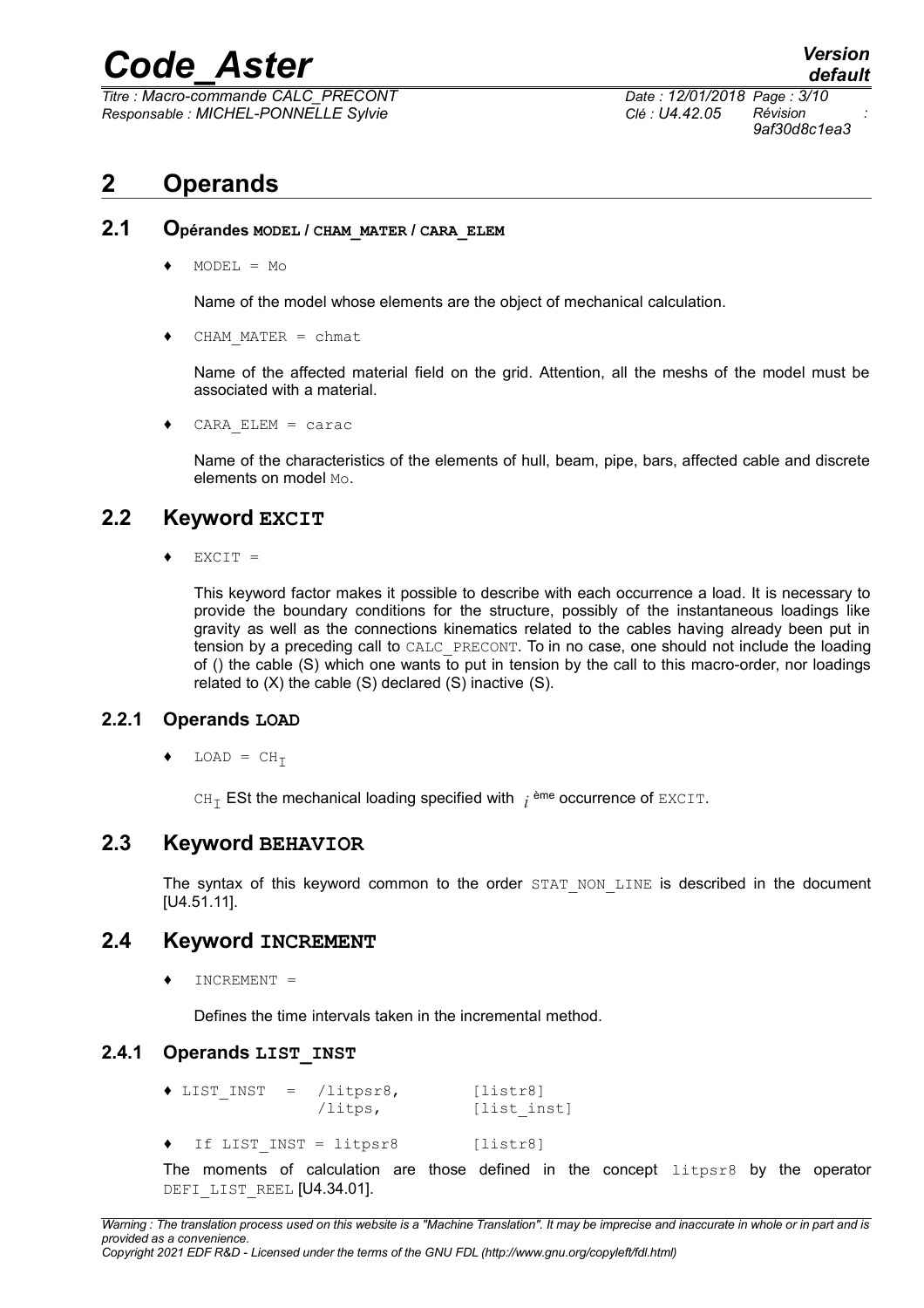# 2 Operands

## 2.1 Opérandes MODEL / CHAM_MATER / CARA_ELEM

♦ MODEL = Mo

Name of the model whose elements are the object of mechanical calculation.

♦ CHAM_MATER = chmat

Name of the affected material field on the grid. Attention, all the meshs of the model must be associated with a material.

♦ CARA_ELEM = carac

Name of the characteristics of the elements of hull, beam, pipe, bars, affected cable and discrete elements on model Mo.

## 2.2 Keyword EXCIT

♦ EXCIT =

This keyword factor makes it possible to describe with each occurrence a load. It is necessary to provide the boundary conditions for the structure, possibly of the instantaneous loadings like gravity as well as the connections kinematics related to the cables having already been put in tension by a preceding call to CALC_PRECONT. To in no case, one should not include the loading of () the cable (S) which one wants to put in tension by the call to this macro-order, nor loadings related to (X) the cable (S) declared (S) inactive (S).

### 2.2.1 Operands LOAD

♦ LOAD = $CH_I$

$CH_I$ ESt the mechanical loading specified with $i$ ème occurrence of EXCIT.

## 2.3 Keyword BEHAVIOR

The syntax of this keyword common to the order STAT_NON_LINE is described in the document [U4.51.11].

## 2.4 Keyword INCREMENT

♦ INCREMENT =

Defines the time intervals taken in the incremental method.

### 2.4.1 Operands LIST_INST

```
♦ LIST_INST  =  /litpsr8,        [listr8]
                /litps,          [list_inst]
```

```
♦  If LIST_INST = litpsr8        [listr8]
```

The moments of calculation are those defined in the concept litpsr8 by the operator DEFI_LIST_REEL [U4.34.01].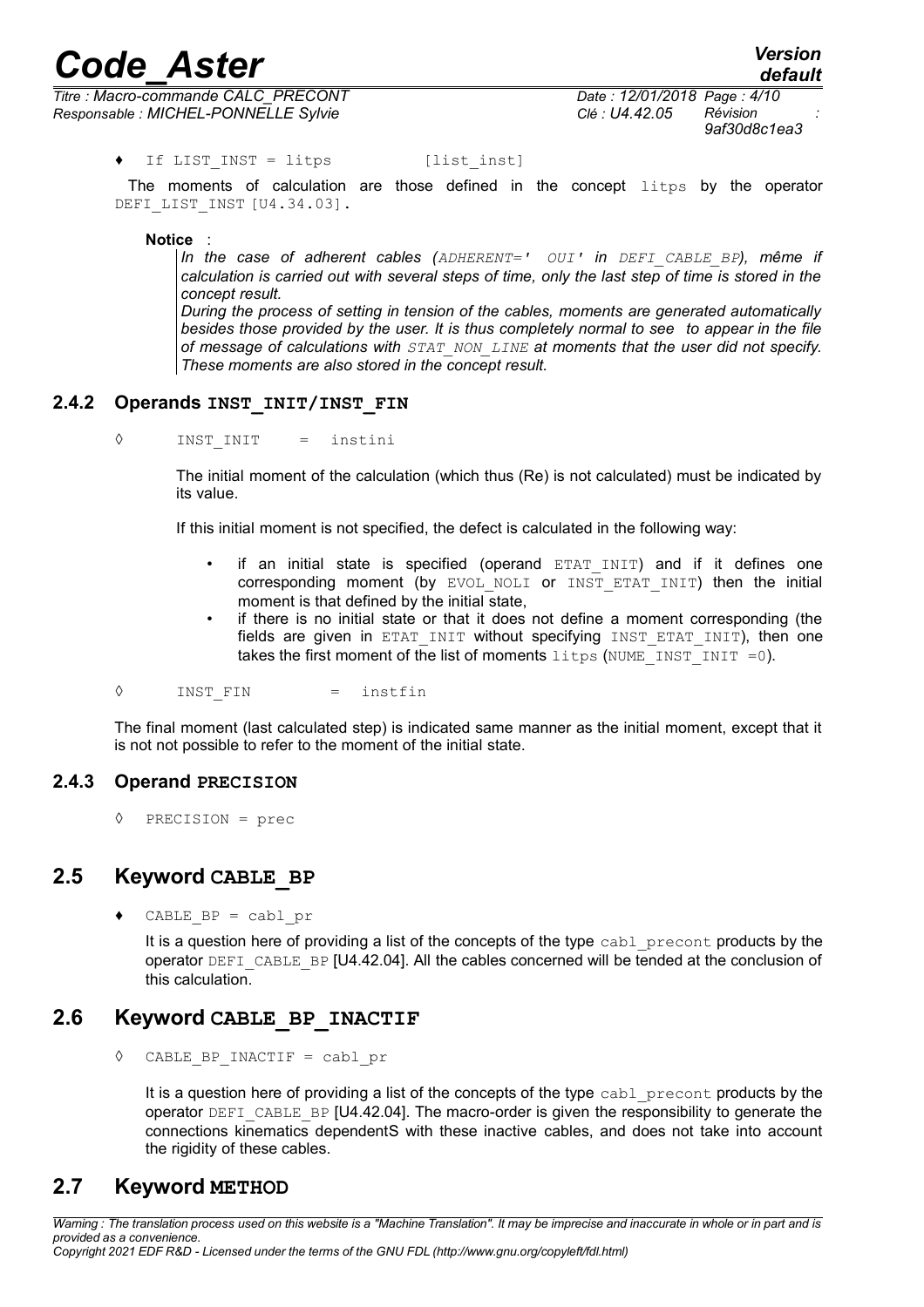♦ If LIST_INST = litps [list_inst]

The moments of calculation are those defined in the concept litps by the operator DEFI_LIST_INST [U4.34.03].

**Notice** :

*In the case of adherent cables (ADHERENT=' OUI' in DEFI_CABLE_BP), même if calculation is carried out with several steps of time, only the last step of time is stored in the concept result.*

*During the process of setting in tension of the cables, moments are generated automatically besides those provided by the user. It is thus completely normal to see to appear in the file of message of calculations with STAT_NON_LINE at moments that the user did not specify. These moments are also stored in the concept result.*

### 2.4.2 Operands INST_INIT/INST_FIN

◊ INST_INIT = instini

The initial moment of the calculation (which thus (Re) is not calculated) must be indicated by its value.

If this initial moment is not specified, the defect is calculated in the following way:

- if an initial state is specified (operand ETAT_INIT) and if it defines one corresponding moment (by EVOL_NOLI or INST_ETAT_INIT) then the initial moment is that defined by the initial state,
- if there is no initial state or that it does not define a moment corresponding (the fields are given in ETAT_INIT without specifying INST_ETAT_INIT), then one takes the first moment of the list of moments litps (NUME_INST_INIT =0).

◊ INST_FIN = instfin

The final moment (last calculated step) is indicated same manner as the initial moment, except that it is not not possible to refer to the moment of the initial state.

### 2.4.3 Operand PRECISION

◊ PRECISION = prec

## 2.5 Keyword CABLE_BP

♦ CABLE_BP = cabl_pr

It is a question here of providing a list of the concepts of the type cabl_precont products by the operator DEFI_CABLE_BP [U4.42.04]. All the cables concerned will be tended at the conclusion of this calculation.

## 2.6 Keyword CABLE_BP_INACTIF

◊ CABLE_BP_INACTIF = cabl_pr

It is a question here of providing a list of the concepts of the type cabl_precont products by the operator DEFI_CABLE_BP [U4.42.04]. The macro-order is given the responsibility to generate the connections kinematics dependentS with these inactive cables, and does not take into account the rigidity of these cables.

## 2.7 Keyword METHOD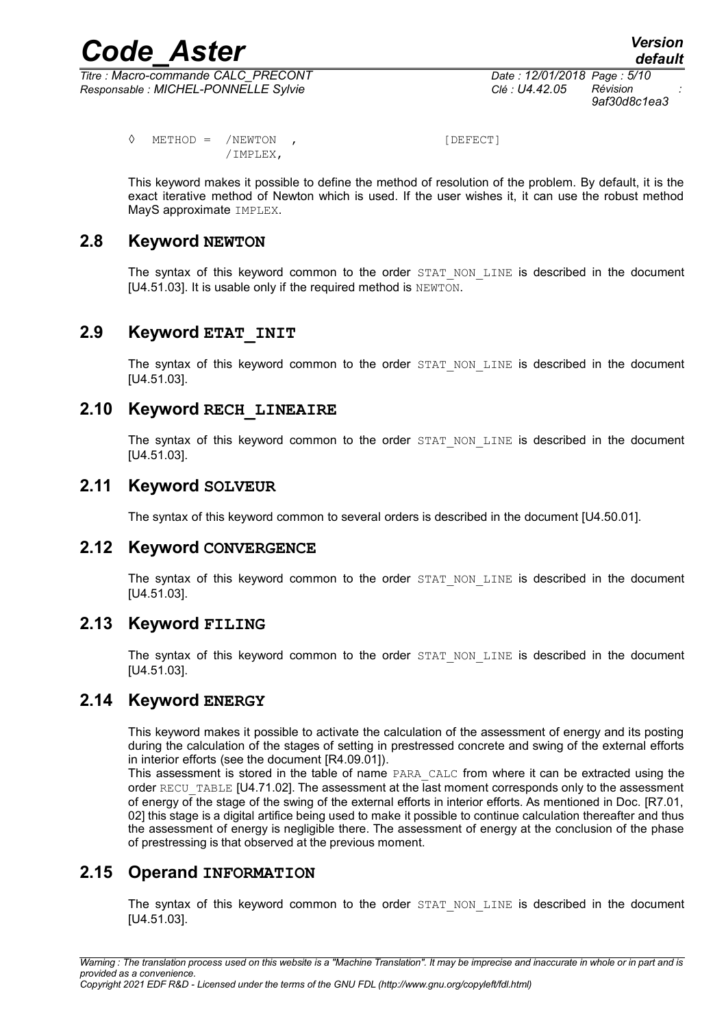◊ METHOD = /NEWTON , [DEFECT]
/IMPLEX,

This keyword makes it possible to define the method of resolution of the problem. By default, it is the exact iterative method of Newton which is used. If the user wishes it, it can use the robust method MayS approximate IMPLEX.

## 2.8 Keyword NEWTON

The syntax of this keyword common to the order STAT_NON_LINE is described in the document [U4.51.03]. It is usable only if the required method is NEWTON.

## 2.9 Keyword ETAT_INIT

The syntax of this keyword common to the order STAT_NON_LINE is described in the document [U4.51.03].

## 2.10 Keyword RECH_LINEAIRE

The syntax of this keyword common to the order STAT_NON_LINE is described in the document [U4.51.03].

## 2.11 Keyword SOLVEUR

The syntax of this keyword common to several orders is described in the document [U4.50.01].

## 2.12 Keyword CONVERGENCE

The syntax of this keyword common to the order STAT_NON_LINE is described in the document [U4.51.03].

## 2.13 Keyword FILING

The syntax of this keyword common to the order STAT_NON_LINE is described in the document [U4.51.03].

## 2.14 Keyword ENERGY

This keyword makes it possible to activate the calculation of the assessment of energy and its posting during the calculation of the stages of setting in prestressed concrete and swing of the external efforts in interior efforts (see the document [R4.09.01]).
This assessment is stored in the table of name PARA_CALC from where it can be extracted using the order RECU_TABLE [U4.71.02]. The assessment at the last moment corresponds only to the assessment of energy of the stage of the swing of the external efforts in interior efforts. As mentioned in Doc. [R7.01, 02] this stage is a digital artifice being used to make it possible to continue calculation thereafter and thus the assessment of energy is negligible there. The assessment of energy at the conclusion of the phase of prestressing is that observed at the previous moment.

## 2.15 Operand INFORMATION

The syntax of this keyword common to the order STAT_NON_LINE is described in the document [U4.51.03].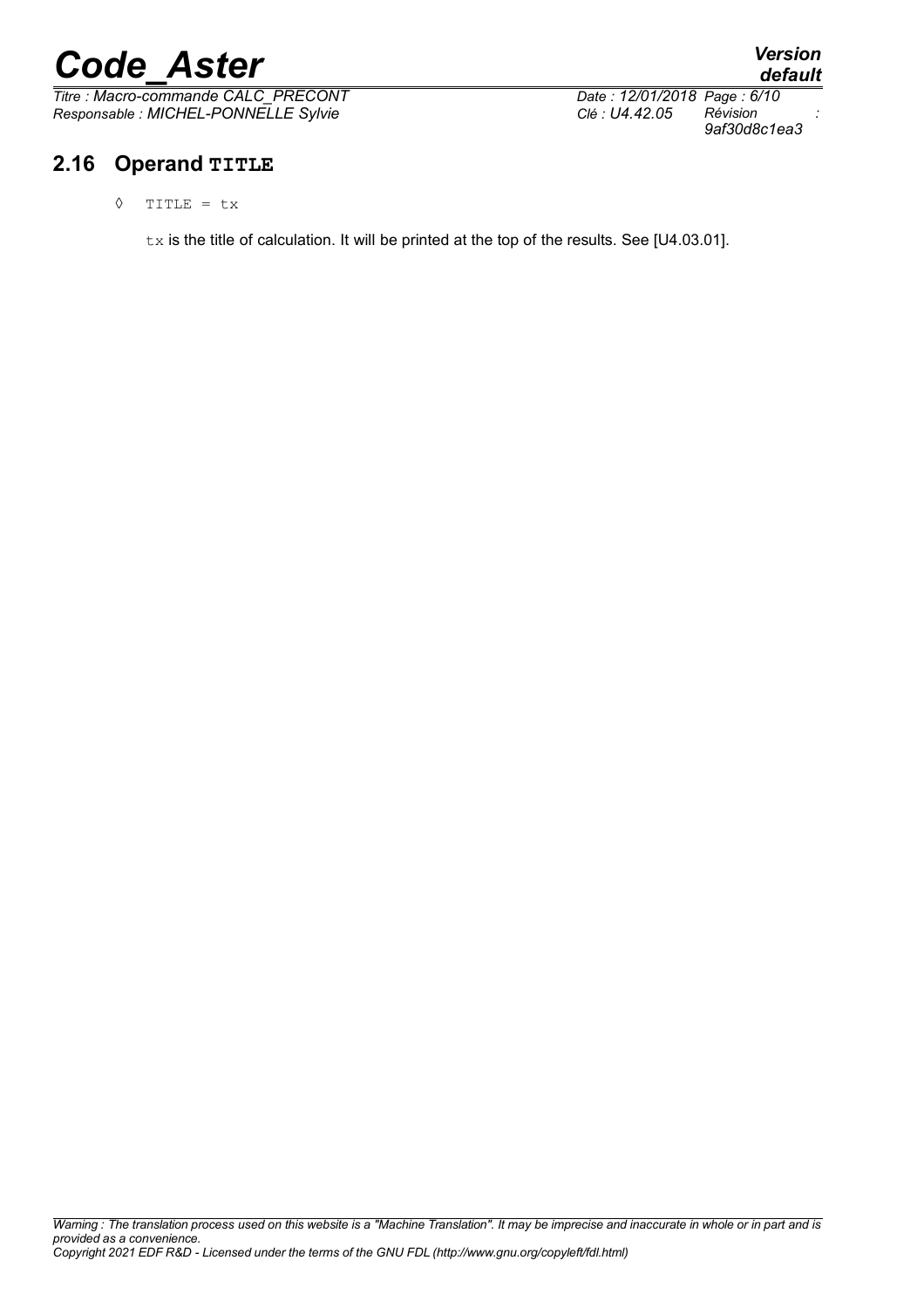## 2.16 Operand TITLE

◊ `TITLE = tx`

`tx` is the title of calculation. It will be printed at the top of the results. See [U4.03.01].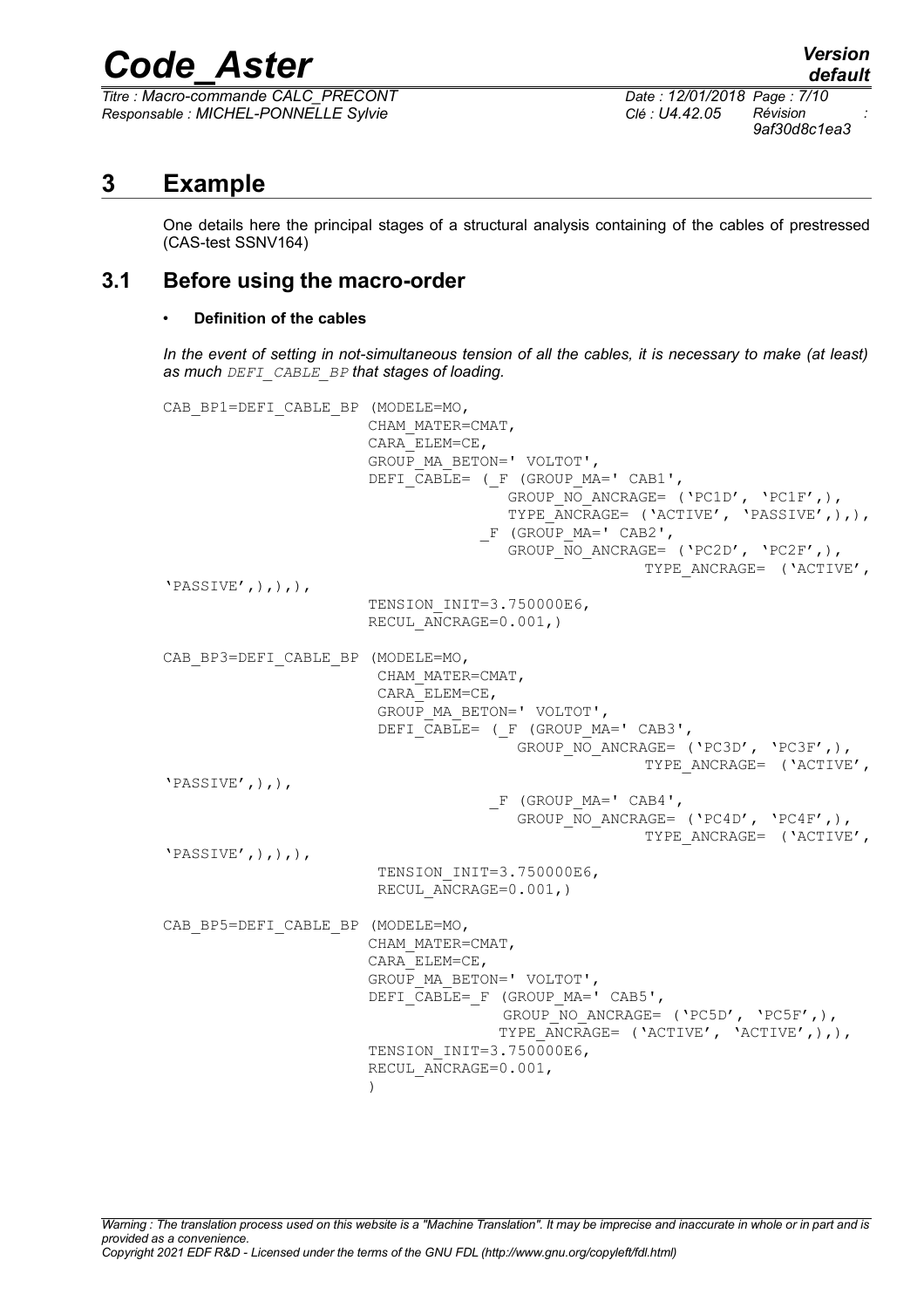# 3 Example

One details here the principal stages of a structural analysis containing of the cables of prestressed (CAS-test SSNV164)

## 3.1 Before using the macro-order

- **Definition of the cables**

*In the event of setting in not-simultaneous tension of all the cables, it is necessary to make (at least) as much `DEFI_CABLE_BP` that stages of loading.*

```
CAB_BP1=DEFI_CABLE_BP (MODELE=MO,
                      CHAM_MATER=CMAT,
                      CARA_ELEM=CE,
                      GROUP_MA_BETON=' VOLTOT',
                      DEFI_CABLE= (_F (GROUP_MA=' CAB1',
                                      GROUP_NO_ANCRAGE= ('PC1D', 'PC1F',),
                                      TYPE_ANCRAGE= ('ACTIVE', 'PASSIVE',),),
                                   _F (GROUP_MA=' CAB2',
                                      GROUP_NO_ANCRAGE= ('PC2D', 'PC2F',),
                                                    TYPE_ANCRAGE= ('ACTIVE',
'PASSIVE',),),),
                      TENSION_INIT=3.750000E6,
                      RECUL_ANCRAGE=0.001,)

CAB_BP3=DEFI_CABLE_BP (MODELE=MO,
                       CHAM_MATER=CMAT,
                       CARA_ELEM=CE,
                       GROUP_MA_BETON=' VOLTOT',
                       DEFI_CABLE= (_F (GROUP_MA=' CAB3',
                                       GROUP_NO_ANCRAGE= ('PC3D', 'PC3F',),
                                                    TYPE_ANCRAGE= ('ACTIVE',
'PASSIVE',),),
                                    _F (GROUP_MA=' CAB4',
                                       GROUP_NO_ANCRAGE= ('PC4D', 'PC4F',),
                                                    TYPE_ANCRAGE= ('ACTIVE',
'PASSIVE',),),),
                       TENSION_INIT=3.750000E6,
                       RECUL_ANCRAGE=0.001,)

CAB_BP5=DEFI_CABLE_BP (MODELE=MO,
                      CHAM_MATER=CMAT,
                      CARA_ELEM=CE,
                      GROUP_MA_BETON=' VOLTOT',
                      DEFI_CABLE=_F (GROUP_MA=' CAB5',
                                    GROUP_NO_ANCRAGE= ('PC5D', 'PC5F',),
                                    TYPE_ANCRAGE= ('ACTIVE', 'ACTIVE',),),
                      TENSION_INIT=3.750000E6,
                      RECUL_ANCRAGE=0.001,
                      )
```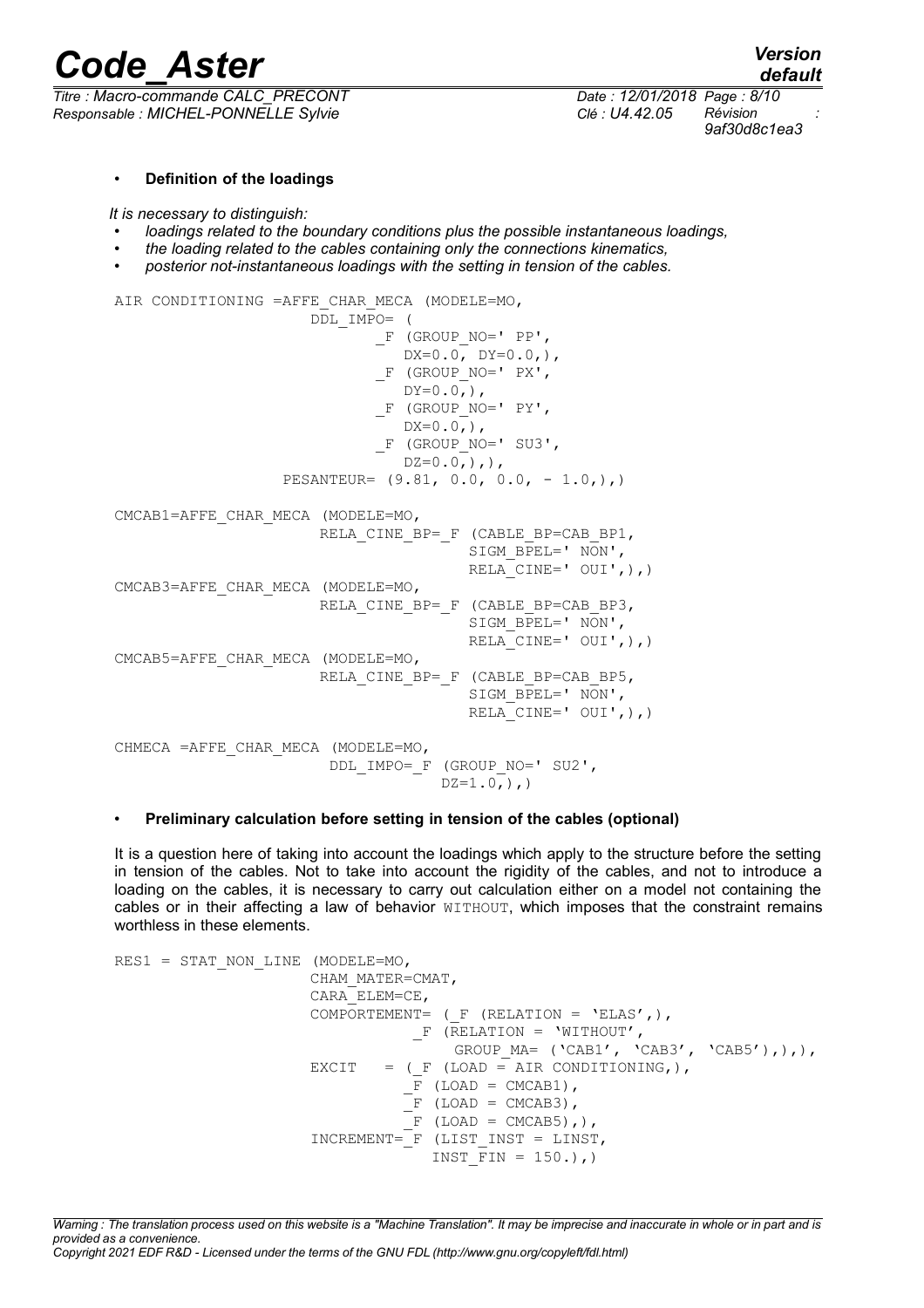- **Definition of the loadings**

*It is necessary to distinguish:*

- *loadings related to the boundary conditions plus the possible instantaneous loadings,*
- *the loading related to the cables containing only the connections kinematics,*
- *posterior not-instantaneous loadings with the setting in tension of the cables.*

```
AIR CONDITIONING =AFFE_CHAR_MECA (MODELE=MO,
                    DDL_IMPO= (
                            _F (GROUP_NO=' PP',
                               DX=0.0, DY=0.0,),
                            _F (GROUP_NO=' PX',
                               DY=0.0,),
                            _F (GROUP_NO=' PY',
                               DX=0.0,),
                            _F (GROUP_NO=' SU3',
                               DZ=0.0,),),
                 PESANTEUR= (9.81, 0.0, 0.0, - 1.0,),)

CMCAB1=AFFE_CHAR_MECA (MODELE=MO,
                     RELA_CINE_BP=_F (CABLE_BP=CAB_BP1,
                                   SIGM_BPEL=' NON',
                                   RELA_CINE=' OUI',),)
CMCAB3=AFFE_CHAR_MECA (MODELE=MO,
                     RELA_CINE_BP=_F (CABLE_BP=CAB_BP3,
                                   SIGM_BPEL=' NON',
                                   RELA_CINE=' OUI',),)
CMCAB5=AFFE_CHAR_MECA (MODELE=MO,
                     RELA_CINE_BP=_F (CABLE_BP=CAB_BP5,
                                   SIGM_BPEL=' NON',
                                   RELA_CINE=' OUI',),)

CHMECA =AFFE_CHAR_MECA (MODELE=MO,
                       DDL_IMPO=_F (GROUP_NO=' SU2',
                                  DZ=1.0,),)
```

- **Preliminary calculation before setting in tension of the cables (optional)**

It is a question here of taking into account the loadings which apply to the structure before the setting in tension of the cables. Not to take into account the rigidity of the cables, and not to introduce a loading on the cables, it is necessary to carry out calculation either on a model not containing the cables or in their affecting a law of behavior WITHOUT, which imposes that the constraint remains worthless in these elements.

```
RES1 = STAT_NON_LINE (MODELE=MO,
                    CHAM_MATER=CMAT,
                    CARA_ELEM=CE,
                    COMPORTEMENT= (_F (RELATION = 'ELAS',),
                                 _F (RELATION = 'WITHOUT',
                                    GROUP_MA= ('CAB1', 'CAB3', 'CAB5'),),),
                    EXCIT   = (_F (LOAD = AIR CONDITIONING,),
                              _F (LOAD = CMCAB1),
                              _F (LOAD = CMCAB3),
                              _F (LOAD = CMCAB5),),
                    INCREMENT=_F (LIST_INST = LINST,
                                INST_FIN = 150.),)
```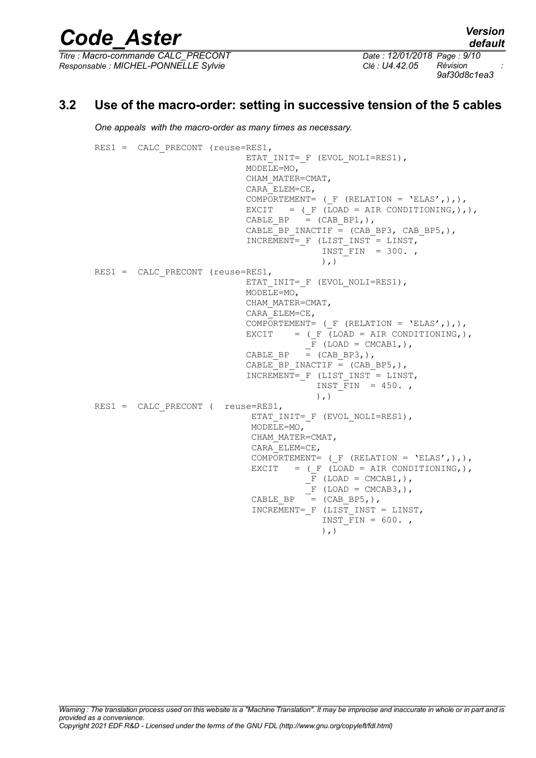## 3.2 Use of the macro-order: setting in successive tension of the 5 cables

*One appeals with the macro-order as many times as necessary.*

```
RES1 =  CALC_PRECONT (reuse=RES1,
                            ETAT_INIT=_F (EVOL_NOLI=RES1),
                            MODELE=MO,
                            CHAM_MATER=CMAT,
                            CARA_ELEM=CE,
                            COMPORTEMENT= (_F (RELATION = 'ELAS',),),
                            EXCIT   = (_F (LOAD = AIR CONDITIONING,),),
                            CABLE_BP   = (CAB_BP1,),
                            CABLE_BP_INACTIF = (CAB_BP3, CAB_BP5,),
                            INCREMENT=_F (LIST_INST = LINST,
                                          INST_FIN  = 300. ,
                                          ),)
RES1 =  CALC_PRECONT (reuse=RES1,
                            ETAT_INIT=_F (EVOL_NOLI=RES1),
                            MODELE=MO,
                            CHAM_MATER=CMAT,
                            CARA_ELEM=CE,
                            COMPORTEMENT= (_F (RELATION = 'ELAS',),),
                            EXCIT    = (_F (LOAD = AIR CONDITIONING,),
                                        _F (LOAD = CMCAB1,),
                            CABLE_BP   = (CAB_BP3,),
                            CABLE_BP_INACTIF = (CAB_BP5,),
                            INCREMENT=_F (LIST_INST = LINST,
                                         INST_FIN  = 450. ,
                                         ),)
RES1 =  CALC_PRECONT (  reuse=RES1,
                             ETAT_INIT=_F (EVOL_NOLI=RES1),
                             MODELE=MO,
                             CHAM_MATER=CMAT,
                             CARA_ELEM=CE,
                             COMPORTEMENT= (_F (RELATION = 'ELAS',),),
                             EXCIT   = (_F (LOAD = AIR CONDITIONING,),
                                        _F (LOAD = CMCAB1,),
                                        _F (LOAD = CMCAB3,),
                             CABLE_BP   = (CAB_BP5,),
                             INCREMENT=_F (LIST_INST = LINST,
                                          INST_FIN = 600. ,
                                          ),)
```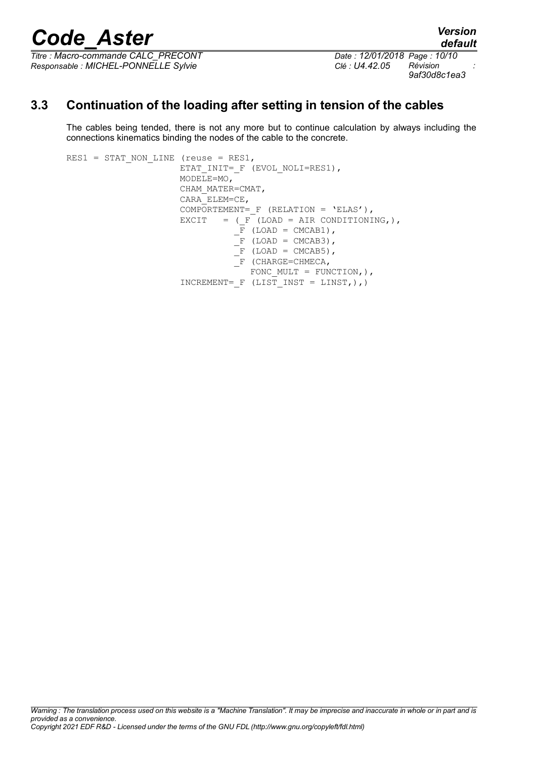### 3.3 Continuation of the loading after setting in tension of the cables

The cables being tended, there is not any more but to continue calculation by always including the connections kinematics binding the nodes of the cable to the concrete.

```
RES1 = STAT_NON_LINE (reuse = RES1,
                    ETAT_INIT=_F (EVOL_NOLI=RES1),
                    MODELE=MO,
                    CHAM_MATER=CMAT,
                    CARA_ELEM=CE,
                    COMPORTEMENT=_F (RELATION = 'ELAS'),
                    EXCIT   = (_F (LOAD = AIR CONDITIONING,),
                              _F (LOAD = CMCAB1),
                              _F (LOAD = CMCAB3),
                              _F (LOAD = CMCAB5),
                              _F (CHARGE=CHMECA,
                                 FONC_MULT = FUNCTION,),
                    INCREMENT=_F (LIST_INST = LINST,),)
```